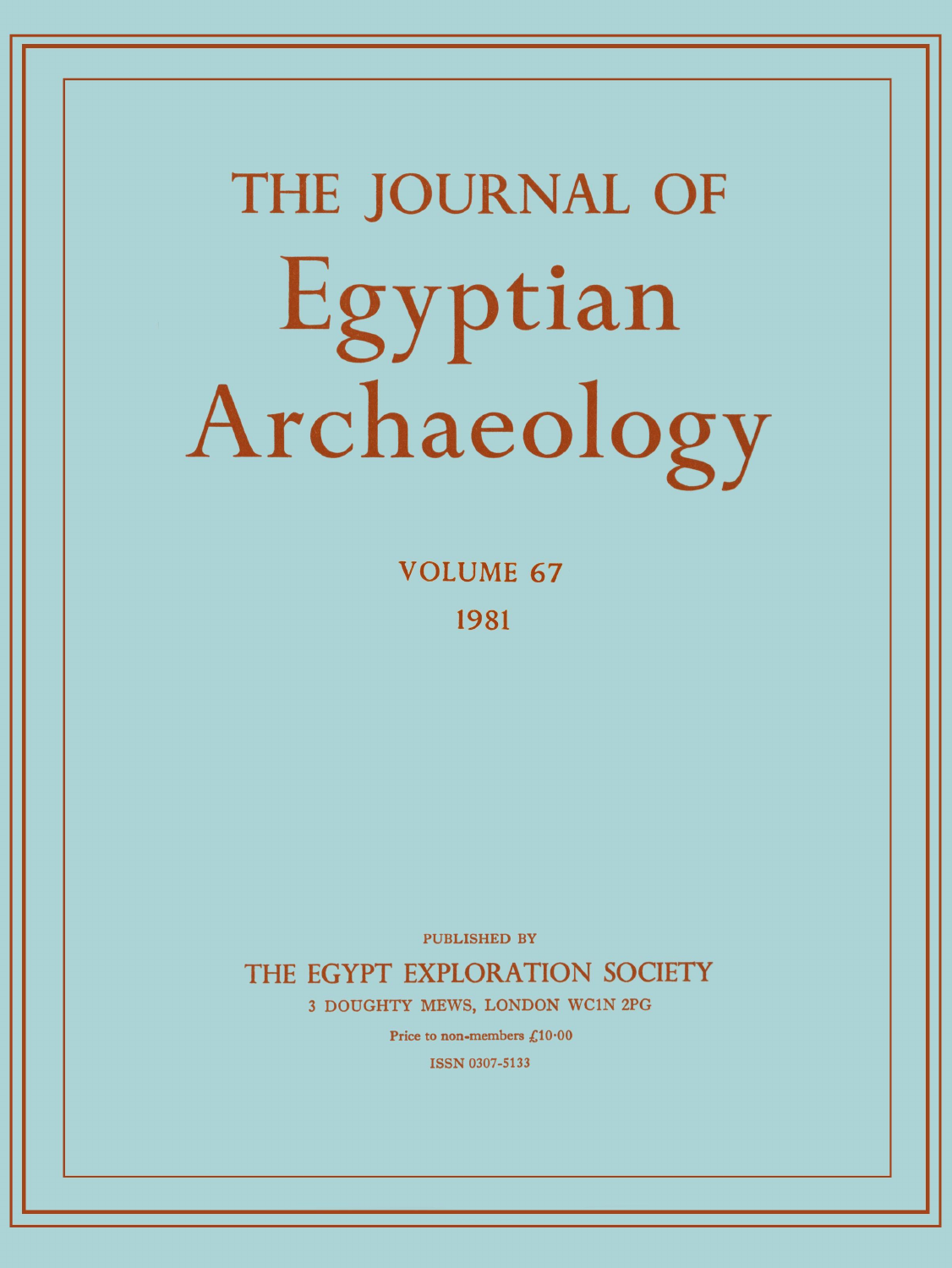# THE JOURNAL OF Egyptian Archaeology

VOLUME 67

1981

PUBLISHED BY

THE EGYPT EXPLORATION SOCIETY

3 DOUGHTY MEWS, LONDON WC1N 2PG

Price to non-members £10·00

ISSN 0307-5133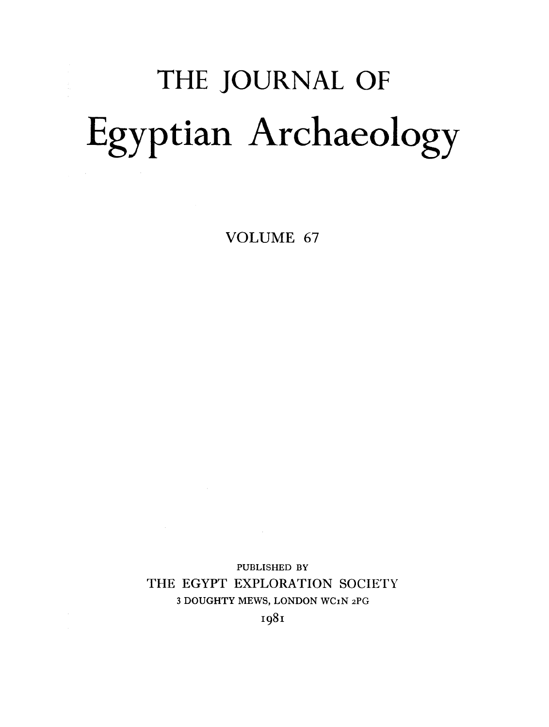# THE JOURNAL OF

# Egyptian Archaeology

VOLUME 67

PUBLISHED BY

THE EGYPT EXPLORATION SOCIETY

3 DOUGHTY MEWS, LONDON WC1N 2PG

1981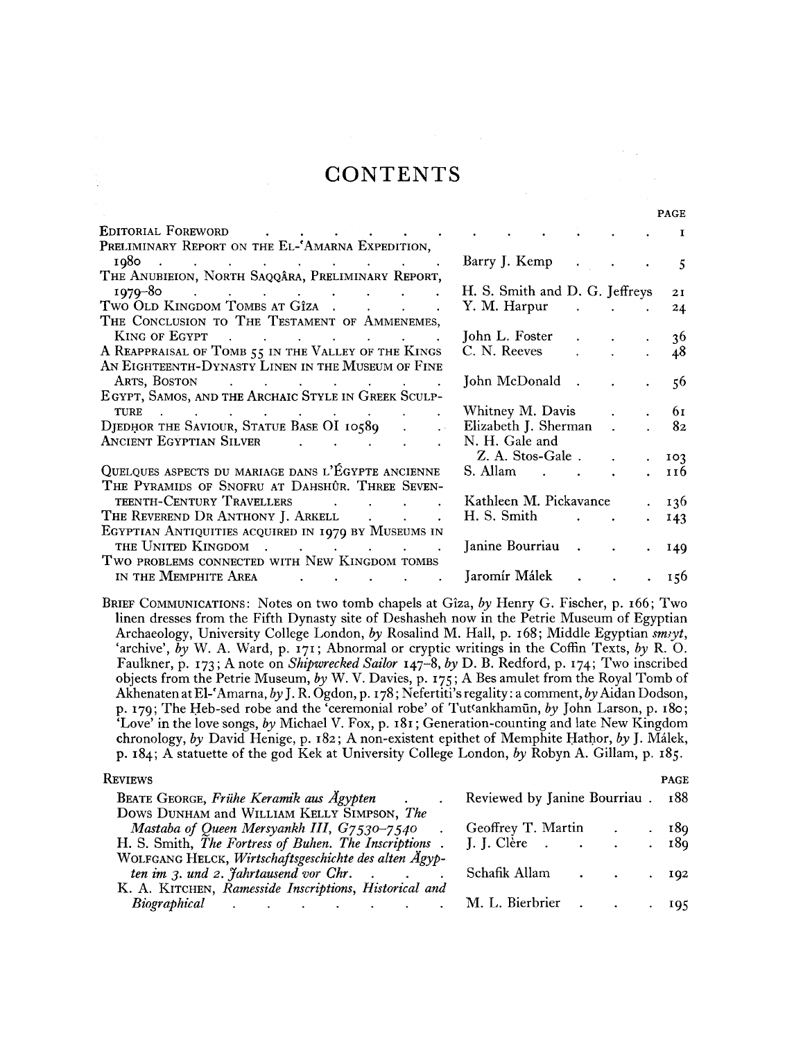# CONTENTS

| | | PAGE |
|---|---|---|
| EDITORIAL FOREWORD | | 1 |
| PRELIMINARY REPORT ON THE EL-ʿAMARNA EXPEDITION, 1980 | Barry J. Kemp | 5 |
| THE ANUBIEION, NORTH SAQQÂRA, PRELIMINARY REPORT, 1979–80 | H. S. Smith and D. G. Jeffreys | 21 |
| TWO OLD KINGDOM TOMBS AT GÎZA | Y. M. Harpur | 24 |
| THE CONCLUSION TO THE TESTAMENT OF AMMENEMES, KING OF EGYPT | John L. Foster | 36 |
| A REAPPRAISAL OF TOMB 55 IN THE VALLEY OF THE KINGS | C. N. Reeves | 48 |
| AN EIGHTEENTH-DYNASTY LINEN IN THE MUSEUM OF FINE ARTS, BOSTON | John McDonald | 56 |
| EGYPT, SAMOS, AND THE ARCHAIC STYLE IN GREEK SCULPTURE | Whitney M. Davis | 61 |
| DJEDḤOR THE SAVIOUR, STATUE BASE OI 10589 | Elizabeth J. Sherman | 82 |
| ANCIENT EGYPTIAN SILVER | N. H. Gale and Z. A. Stos-Gale | 103 |
| QUELQUES ASPECTS DU MARIAGE DANS L'ÉGYPTE ANCIENNE | S. Allam | 116 |
| THE PYRAMIDS OF SNOFRU AT DAHSHÛR. THREE SEVENTEENTH-CENTURY TRAVELLERS | Kathleen M. Pickavance | 136 |
| THE REVEREND DR ANTHONY J. ARKELL | H. S. Smith | 143 |
| EGYPTIAN ANTIQUITIES ACQUIRED IN 1979 BY MUSEUMS IN THE UNITED KINGDOM | Janine Bourriau | 149 |
| TWO PROBLEMS CONNECTED WITH NEW KINGDOM TOMBS IN THE MEMPHITE AREA | Jaromír Málek | 156 |

BRIEF COMMUNICATIONS: Notes on two tomb chapels at Gîza, *by* Henry G. Fischer, p. 166; Two linen dresses from the Fifth Dynasty site of Deshasheh now in the Petrie Museum of Egyptian Archaeology, University College London, *by* Rosalind M. Hall, p. 168; Middle Egyptian *smꜣyt*, 'archive', *by* W. A. Ward, p. 171; Abnormal or cryptic writings in the Coffin Texts, *by* R. O. Faulkner, p. 173; A note on *Shipwrecked Sailor* 147–8, *by* D. B. Redford, p. 174; Two inscribed objects from the Petrie Museum, *by* W. V. Davies, p. 175; A Bes amulet from the Royal Tomb of Akhenaten at El-ʿAmarna, *by* J. R. Ogdon, p. 178; Nefertiti's regality: a comment, *by* Aidan Dodson, p. 179; The Ḥeb-sed robe and the 'ceremonial robe' of Tutʿankhamūn, *by* John Larson, p. 180; 'Love' in the love songs, *by* Michael V. Fox, p. 181; Generation-counting and late New Kingdom chronology, *by* David Henige, p. 182; A non-existent epithet of Memphite Ḥatḥor, *by* J. Málek, p. 184; A statuette of the god Kek at University College London, *by* Robyn A. Gillam, p. 185.

| REVIEWS | | PAGE |
|---|---|---|
| BEATE GEORGE, *Frühe Keramik aus Ägypten* | Reviewed by Janine Bourriau | 188 |
| DOWS DUNHAM and WILLIAM KELLY SIMPSON, *The Mastaba of Queen Mersyankh III, G7530–7540* | Geoffrey T. Martin | 189 |
| H. S. Smith, *The Fortress of Buhen. The Inscriptions* | J. J. Clère | 189 |
| WOLFGANG HELCK, *Wirtschaftsgeschichte des alten Ägypten im 3. und 2. Jahrtausend vor Chr.* | Schafik Allam | 192 |
| K. A. KITCHEN, *Ramesside Inscriptions, Historical and Biographical* | M. L. Bierbrier | 195 |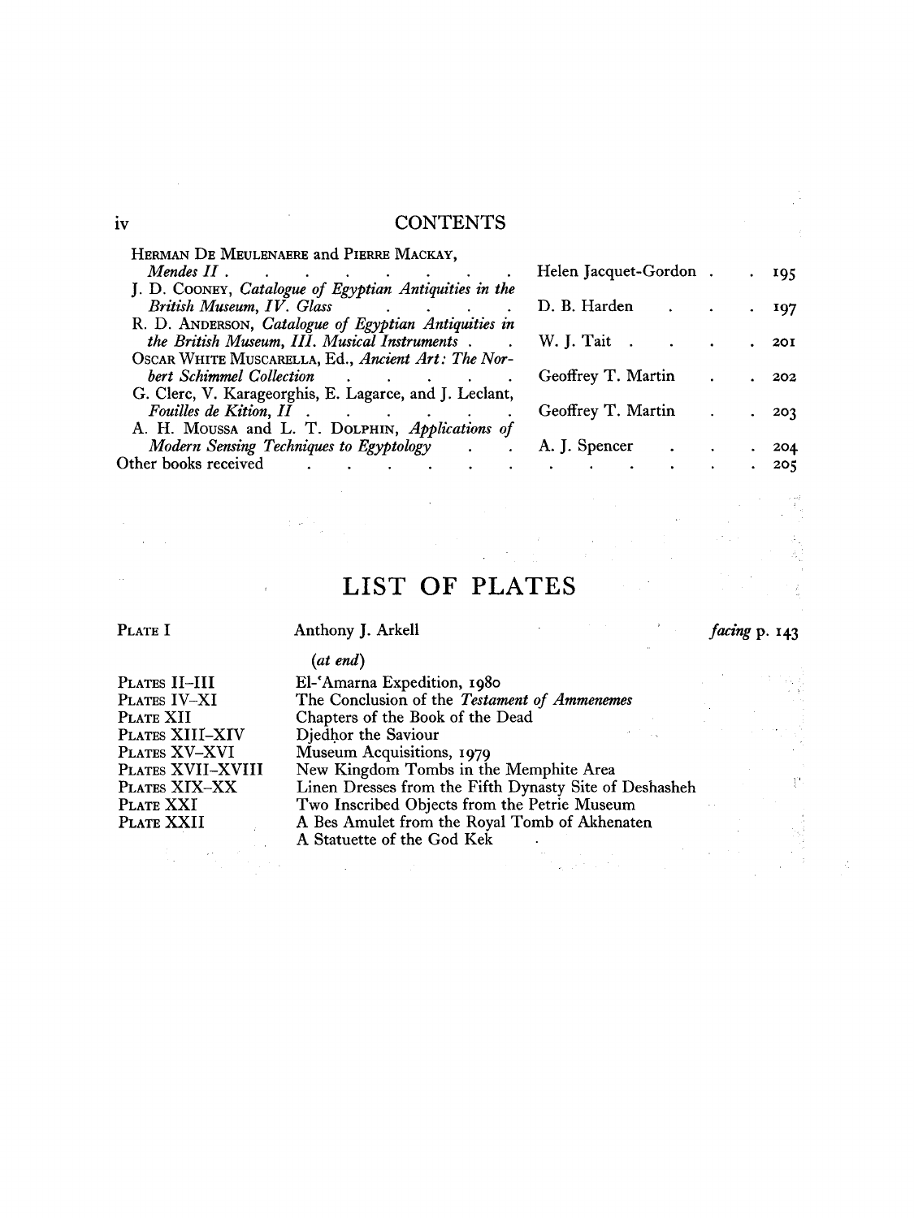# CONTENTS

| | | |
|---|---|---|
| HERMAN DE MEULENAERE and PIERRE MACKAY, *Mendes II* | Helen Jacquet-Gordon | 195 |
| J. D. COONEY, *Catalogue of Egyptian Antiquities in the British Museum, IV. Glass* | D. B. Harden | 197 |
| R. D. ANDERSON, *Catalogue of Egyptian Antiquities in the British Museum, III. Musical Instruments* | W. J. Tait | 201 |
| OSCAR WHITE MUSCARELLA, Ed., *Ancient Art: The Norbert Schimmel Collection* | Geoffrey T. Martin | 202 |
| G. Clerc, V. Karageorghis, E. Lagarce, and J. Leclant, *Fouilles de Kition, II* | Geoffrey T. Martin | 203 |
| A. H. MOUSSA and L. T. DOLPHIN, *Applications of Modern Sensing Techniques to Egyptology* | A. J. Spencer | 204 |
| Other books received | | 205 |

# LIST OF PLATES

| | | |
|---|---|---|
| PLATE I | Anthony J. Arkell | *facing* p. 143 |
| | *(at end)* | |
| PLATES II–III | El-ʿAmarna Expedition, 1980 | |
| PLATES IV–XI | The Conclusion of the *Testament of Ammenemes* | |
| PLATE XII | Chapters of the Book of the Dead | |
| PLATES XIII–XIV | Djedḥor the Saviour | |
| PLATES XV–XVI | Museum Acquisitions, 1979 | |
| PLATES XVII–XVIII | New Kingdom Tombs in the Memphite Area | |
| PLATES XIX–XX | Linen Dresses from the Fifth Dynasty Site of Deshasheh | |
| PLATE XXI | Two Inscribed Objects from the Petrie Museum | |
| PLATE XXII | A Bes Amulet from the Royal Tomb of Akhenaten | |
| | A Statuette of the God Kek | |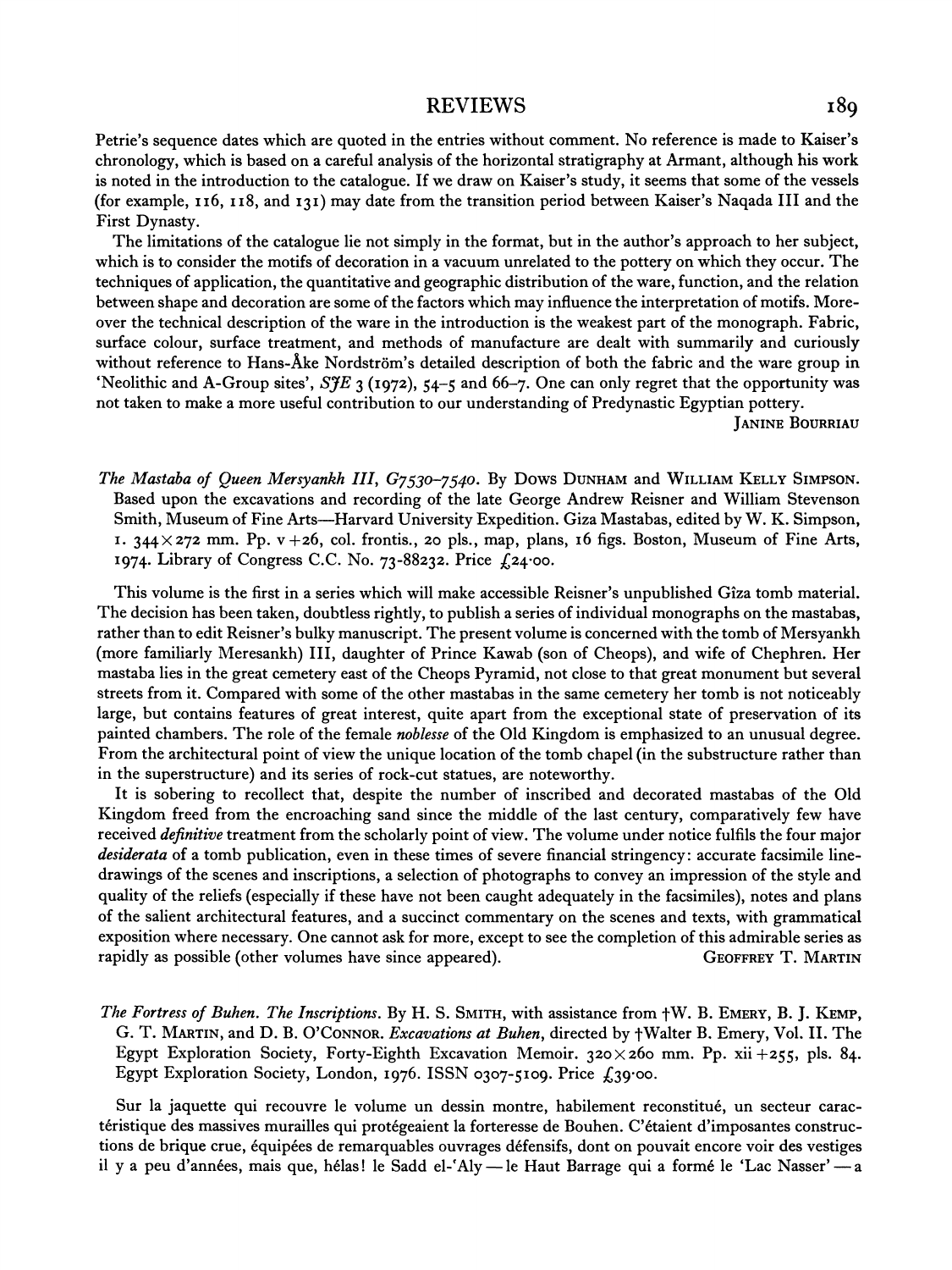Petrie's sequence dates which are quoted in the entries without comment. No reference is made to Kaiser's chronology, which is based on a careful analysis of the horizontal stratigraphy at Armant, although his work is noted in the introduction to the catalogue. If we draw on Kaiser's study, it seems that some of the vessels (for example, 116, 118, and 131) may date from the transition period between Kaiser's Naqada III and the First Dynasty.

The limitations of the catalogue lie not simply in the format, but in the author's approach to her subject, which is to consider the motifs of decoration in a vacuum unrelated to the pottery on which they occur. The techniques of application, the quantitative and geographic distribution of the ware, function, and the relation between shape and decoration are some of the factors which may influence the interpretation of motifs. Moreover the technical description of the ware in the introduction is the weakest part of the monograph. Fabric, surface colour, surface treatment, and methods of manufacture are dealt with summarily and curiously without reference to Hans-Åke Nordström's detailed description of both the fabric and the ware group in 'Neolithic and A-Group sites', *SJE* 3 (1972), 54–5 and 66–7. One can only regret that the opportunity was not taken to make a more useful contribution to our understanding of Predynastic Egyptian pottery.

JANINE BOURRIAU

*The Mastaba of Queen Mersyankh III, G7530–7540*. By DOWS DUNHAM and WILLIAM KELLY SIMPSON. Based upon the excavations and recording of the late George Andrew Reisner and William Stevenson Smith, Museum of Fine Arts—Harvard University Expedition. Giza Mastabas, edited by W. K. Simpson, 1. 344×272 mm. Pp. v+26, col. frontis., 20 pls., map, plans, 16 figs. Boston, Museum of Fine Arts, 1974. Library of Congress C.C. No. 73-88232. Price £24·00.

This volume is the first in a series which will make accessible Reisner's unpublished Gîza tomb material. The decision has been taken, doubtless rightly, to publish a series of individual monographs on the mastabas, rather than to edit Reisner's bulky manuscript. The present volume is concerned with the tomb of Mersyankh (more familiarly Meresankh) III, daughter of Prince Kawab (son of Cheops), and wife of Chephren. Her mastaba lies in the great cemetery east of the Cheops Pyramid, not close to that great monument but several streets from it. Compared with some of the other mastabas in the same cemetery her tomb is not noticeably large, but contains features of great interest, quite apart from the exceptional state of preservation of its painted chambers. The role of the female *noblesse* of the Old Kingdom is emphasized to an unusual degree. From the architectural point of view the unique location of the tomb chapel (in the substructure rather than in the superstructure) and its series of rock-cut statues, are noteworthy.

It is sobering to recollect that, despite the number of inscribed and decorated mastabas of the Old Kingdom freed from the encroaching sand since the middle of the last century, comparatively few have received *definitive* treatment from the scholarly point of view. The volume under notice fulfils the four major *desiderata* of a tomb publication, even in these times of severe financial stringency: accurate facsimile line-drawings of the scenes and inscriptions, a selection of photographs to convey an impression of the style and quality of the reliefs (especially if these have not been caught adequately in the facsimiles), notes and plans of the salient architectural features, and a succinct commentary on the scenes and texts, with grammatical exposition where necessary. One cannot ask for more, except to see the completion of this admirable series as rapidly as possible (other volumes have since appeared).

GEOFFREY T. MARTIN

*The Fortress of Buhen. The Inscriptions*. By H. S. SMITH, with assistance from †W. B. EMERY, B. J. KEMP, G. T. MARTIN, and D. B. O'CONNOR. *Excavations at Buhen*, directed by †Walter B. Emery, Vol. II. The Egypt Exploration Society, Forty-Eighth Excavation Memoir. 320×260 mm. Pp. xii+255, pls. 84. Egypt Exploration Society, London, 1976. ISSN 0307-5109. Price £39·00.

Sur la jaquette qui recouvre le volume un dessin montre, habilement reconstitué, un secteur caractéristique des massives murailles qui protégeaient la forteresse de Bouhen. C'étaient d'imposantes constructions de brique crue, équipées de remarquables ouvrages défensifs, dont on pouvait encore voir des vestiges il y a peu d'années, mais que, hélas! le Sadd el-ʿAly — le Haut Barrage qui a formé le 'Lac Nasser' — a